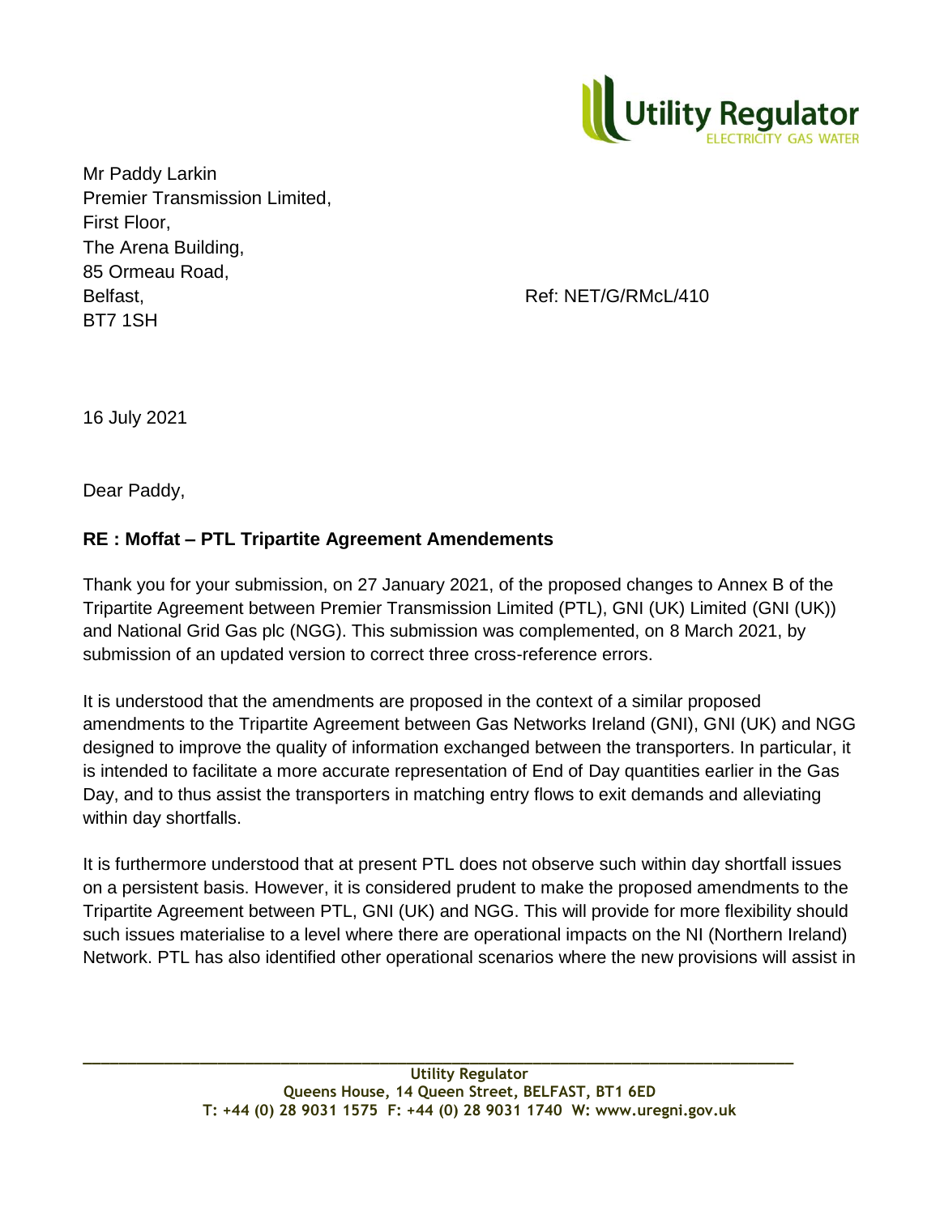Mr Paddy Larkin
Premier Transmission Limited,
First Floor,
The Arena Building,
85 Ormeau Road,
Belfast,
BT7 1SH

Ref: NET/G/RMcL/410

16 July 2021

Dear Paddy,

**RE : Moffat – PTL Tripartite Agreement Amendements**

Thank you for your submission, on 27 January 2021, of the proposed changes to Annex B of the Tripartite Agreement between Premier Transmission Limited (PTL), GNI (UK) Limited (GNI (UK)) and National Grid Gas plc (NGG). This submission was complemented, on 8 March 2021, by submission of an updated version to correct three cross-reference errors.

It is understood that the amendments are proposed in the context of a similar proposed amendments to the Tripartite Agreement between Gas Networks Ireland (GNI), GNI (UK) and NGG designed to improve the quality of information exchanged between the transporters. In particular, it is intended to facilitate a more accurate representation of End of Day quantities earlier in the Gas Day, and to thus assist the transporters in matching entry flows to exit demands and alleviating within day shortfalls.

It is furthermore understood that at present PTL does not observe such within day shortfall issues on a persistent basis. However, it is considered prudent to make the proposed amendments to the Tripartite Agreement between PTL, GNI (UK) and NGG. This will provide for more flexibility should such issues materialise to a level where there are operational impacts on the NI (Northern Ireland) Network. PTL has also identified other operational scenarios where the new provisions will assist in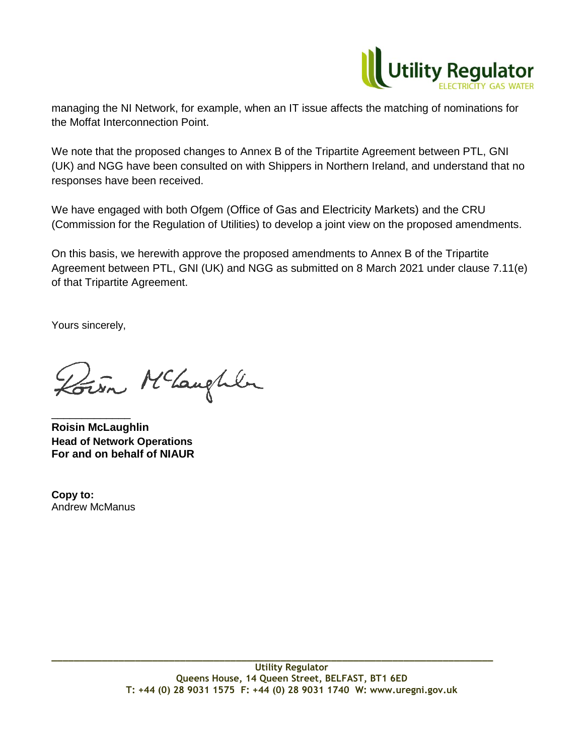managing the NI Network, for example, when an IT issue affects the matching of nominations for the Moffat Interconnection Point.

We note that the proposed changes to Annex B of the Tripartite Agreement between PTL, GNI (UK) and NGG have been consulted on with Shippers in Northern Ireland, and understand that no responses have been received.

We have engaged with both Ofgem (Office of Gas and Electricity Markets) and the CRU (Commission for the Regulation of Utilities) to develop a joint view on the proposed amendments.

On this basis, we herewith approve the proposed amendments to Annex B of the Tripartite Agreement between PTL, GNI (UK) and NGG as submitted on 8 March 2021 under clause 7.11(e) of that Tripartite Agreement.

Yours sincerely,

**Roisin McLaughlin**
**Head of Network Operations**
**For and on behalf of NIAUR**

**Copy to:**
Andrew McManus